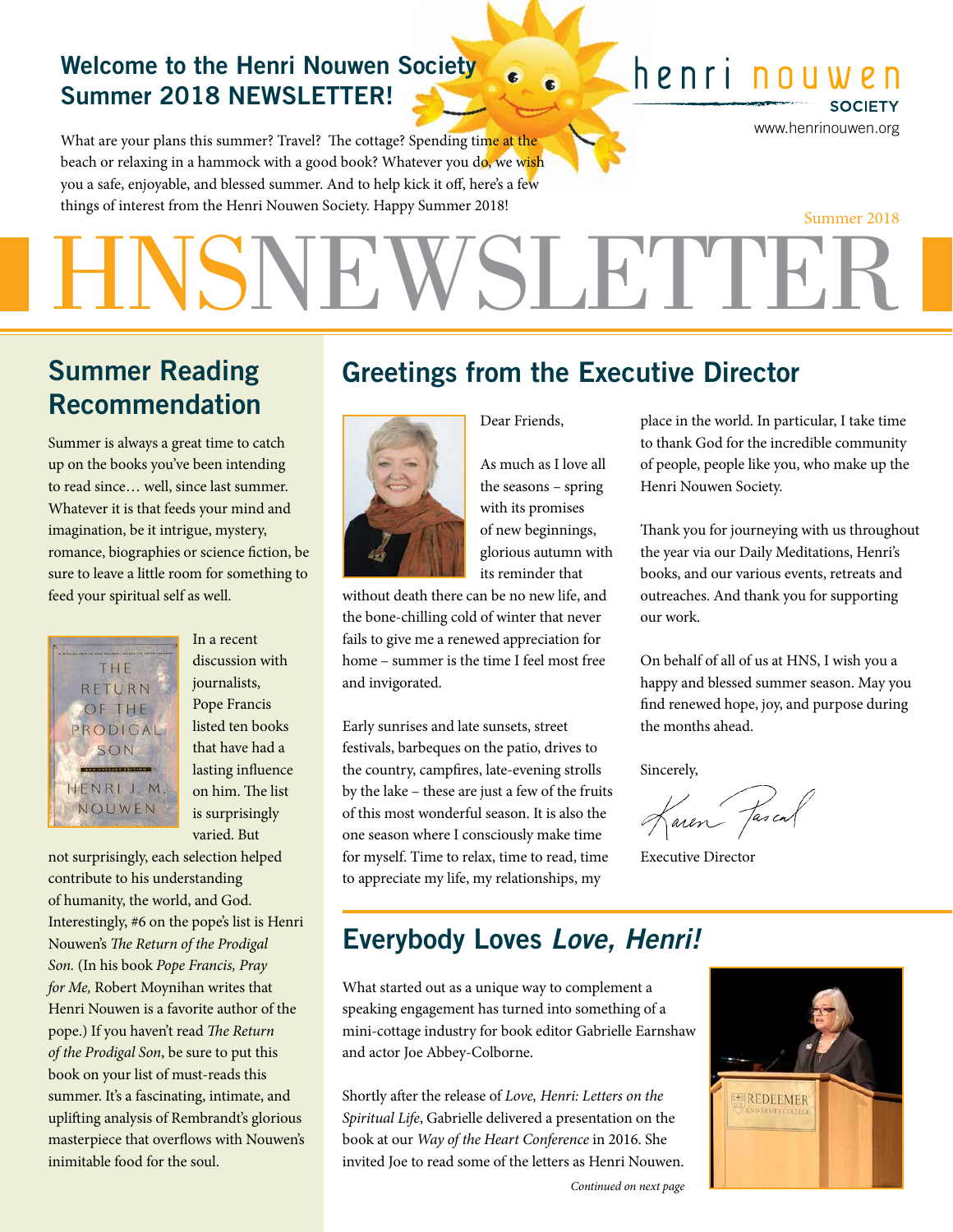## Welcome to the Henri Nouwen Society Summer 2018 NEWSLETTER!

What are your plans this summer? Travel? The cottage? Spending time at the beach or relaxing in a hammock with a good book? Whatever you do, we wish you a safe, enjoyable, and blessed summer. And to help kick it off, here's a few things of interest from the Henri Nouwen Society. Happy Summer 2018!

henri nouwen SOCIETY
www.henrinouwen.org

Summer 2018

# HNSNEWSLETTER

## Summer Reading Recommendation

Summer is always a great time to catch up on the books you've been intending to read since… well, since last summer. Whatever it is that feeds your mind and imagination, be it intrigue, mystery, romance, biographies or science fiction, be sure to leave a little room for something to feed your spiritual self as well.

In a recent discussion with journalists, Pope Francis listed ten books that have had a lasting influence on him. The list is surprisingly varied. But not surprisingly, each selection helped contribute to his understanding of humanity, the world, and God. Interestingly, #6 on the pope's list is Henri Nouwen's *The Return of the Prodigal Son.* (In his book *Pope Francis, Pray for Me,* Robert Moynihan writes that Henri Nouwen is a favorite author of the pope.) If you haven't read *The Return of the Prodigal Son*, be sure to put this book on your list of must-reads this summer. It's a fascinating, intimate, and uplifting analysis of Rembrandt's glorious masterpiece that overflows with Nouwen's inimitable food for the soul.

## Greetings from the Executive Director

Dear Friends,

As much as I love all the seasons – spring with its promises of new beginnings, glorious autumn with its reminder that without death there can be no new life, and the bone-chilling cold of winter that never fails to give me a renewed appreciation for home – summer is the time I feel most free and invigorated.

Early sunrises and late sunsets, street festivals, barbeques on the patio, drives to the country, campfires, late-evening strolls by the lake – these are just a few of the fruits of this most wonderful season. It is also the one season where I consciously make time for myself. Time to relax, time to read, time to appreciate my life, my relationships, my place in the world. In particular, I take time to thank God for the incredible community of people, people like you, who make up the Henri Nouwen Society.

Thank you for journeying with us throughout the year via our Daily Meditations, Henri's books, and our various events, retreats and outreaches. And thank you for supporting our work.

On behalf of all of us at HNS, I wish you a happy and blessed summer season. May you find renewed hope, joy, and purpose during the months ahead.

Sincerely,

Karen Pascal

Executive Director

## Everybody Loves *Love, Henri!*

What started out as a unique way to complement a speaking engagement has turned into something of a mini-cottage industry for book editor Gabrielle Earnshaw and actor Joe Abbey-Colborne.

Shortly after the release of *Love, Henri: Letters on the Spiritual Life*, Gabrielle delivered a presentation on the book at our *Way of the Heart Conference* in 2016. She invited Joe to read some of the letters as Henri Nouwen.

*Continued on next page*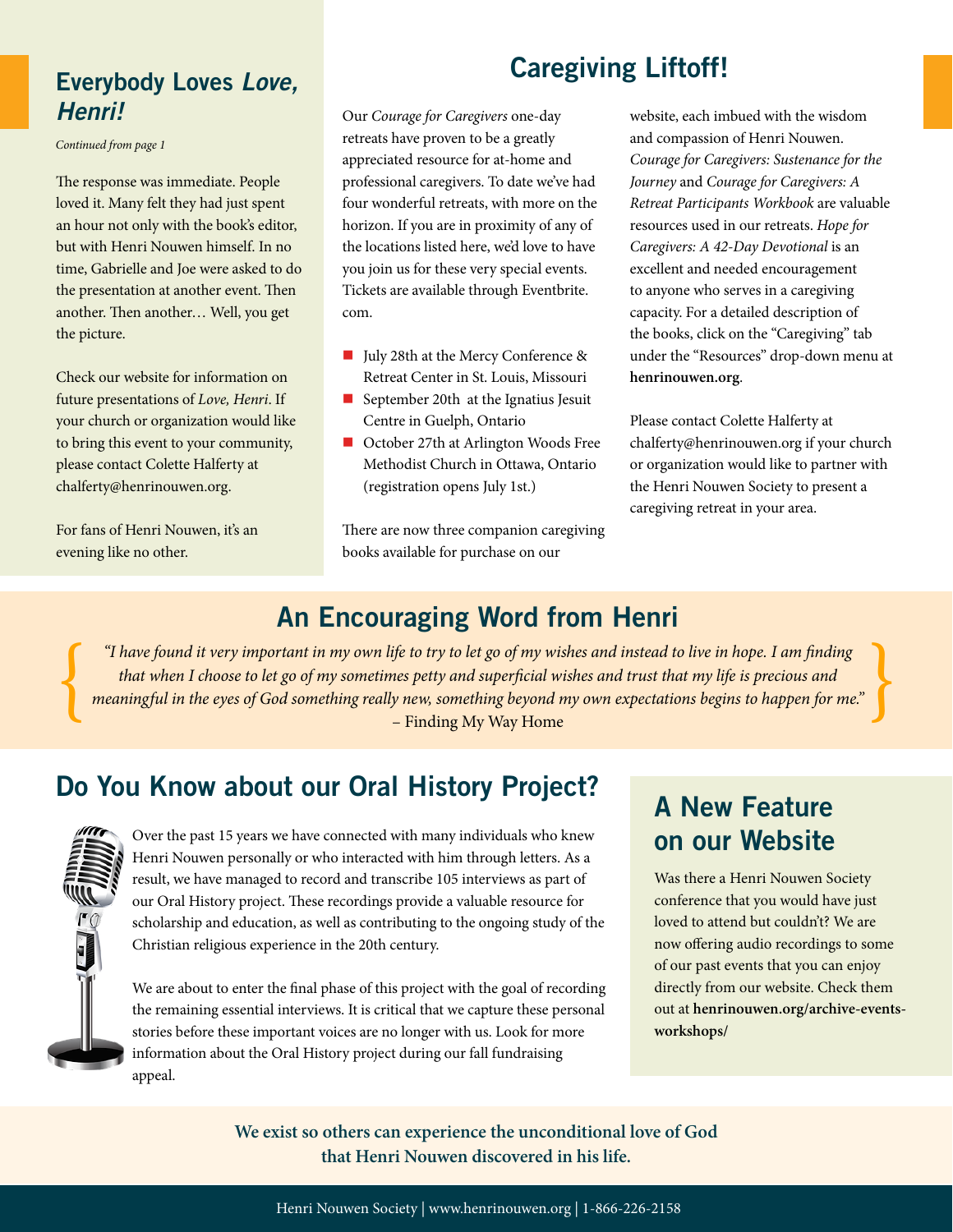## Everybody Loves *Love, Henri!*

*Continued from page 1*

The response was immediate. People loved it. Many felt they had just spent an hour not only with the book's editor, but with Henri Nouwen himself. In no time, Gabrielle and Joe were asked to do the presentation at another event. Then another. Then another… Well, you get the picture.

Check our website for information on future presentations of *Love, Henri*. If your church or organization would like to bring this event to your community, please contact Colette Halferty at chalferty@henrinouwen.org.

For fans of Henri Nouwen, it's an evening like no other.

## Caregiving Liftoff!

Our *Courage for Caregivers* one-day retreats have proven to be a greatly appreciated resource for at-home and professional caregivers. To date we've had four wonderful retreats, with more on the horizon. If you are in proximity of any of the locations listed here, we'd love to have you join us for these very special events. Tickets are available through Eventbrite.com.

- July 28th at the Mercy Conference & Retreat Center in St. Louis, Missouri
- September 20th at the Ignatius Jesuit Centre in Guelph, Ontario
- October 27th at Arlington Woods Free Methodist Church in Ottawa, Ontario (registration opens July 1st.)

There are now three companion caregiving books available for purchase on our website, each imbued with the wisdom and compassion of Henri Nouwen. *Courage for Caregivers: Sustenance for the Journey* and *Courage for Caregivers: A Retreat Participants Workbook* are valuable resources used in our retreats. *Hope for Caregivers: A 42-Day Devotional* is an excellent and needed encouragement to anyone who serves in a caregiving capacity. For a detailed description of the books, click on the "Caregiving" tab under the "Resources" drop-down menu at **henrinouwen.org**.

Please contact Colette Halferty at chalferty@henrinouwen.org if your church or organization would like to partner with the Henri Nouwen Society to present a caregiving retreat in your area.

## An Encouraging Word from Henri

*"I have found it very important in my own life to try to let go of my wishes and instead to live in hope. I am finding that when I choose to let go of my sometimes petty and superficial wishes and trust that my life is precious and meaningful in the eyes of God something really new, something beyond my own expectations begins to happen for me."*

– Finding My Way Home

## Do You Know about our Oral History Project?

Over the past 15 years we have connected with many individuals who knew Henri Nouwen personally or who interacted with him through letters. As a result, we have managed to record and transcribe 105 interviews as part of our Oral History project. These recordings provide a valuable resource for scholarship and education, as well as contributing to the ongoing study of the Christian religious experience in the 20th century.

We are about to enter the final phase of this project with the goal of recording the remaining essential interviews. It is critical that we capture these personal stories before these important voices are no longer with us. Look for more information about the Oral History project during our fall fundraising appeal.

## A New Feature on our Website

Was there a Henri Nouwen Society conference that you would have just loved to attend but couldn't? We are now offering audio recordings to some of our past events that you can enjoy directly from our website. Check them out at **henrinouwen.org/archive-events-workshops/**

**We exist so others can experience the unconditional love of God that Henri Nouwen discovered in his life.**

Henri Nouwen Society | www.henrinouwen.org | 1-866-226-2158